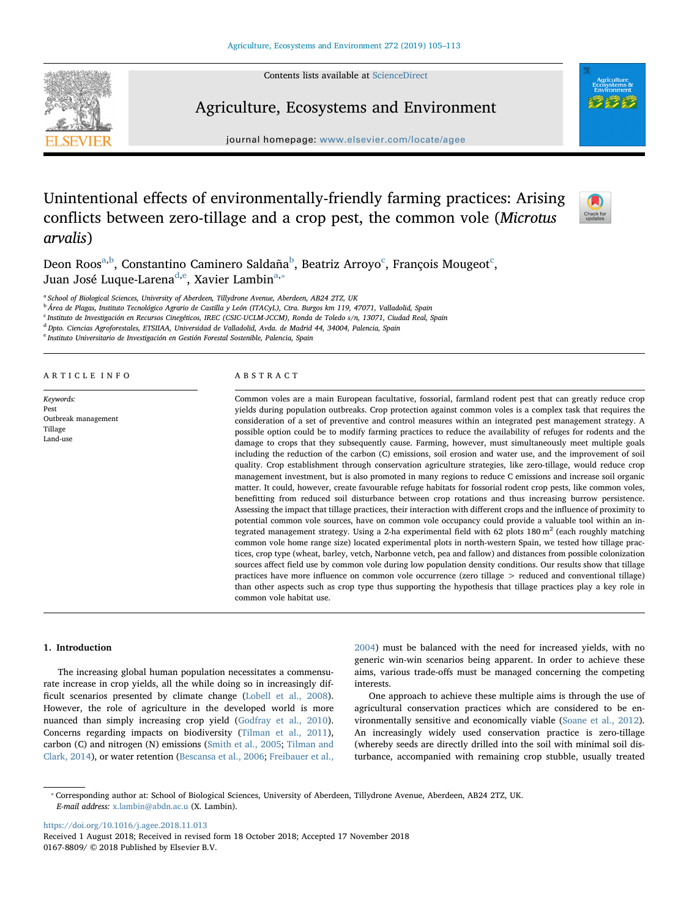# Unintentional effects of environmentally-friendly farming practices: Arising conflicts between zero-tillage and a crop pest, the common vole (*Microtus arvalis*)

Deon Roos[a,b], Constantino Caminero Saldaña[b], Beatriz Arroyo[c], François Mougeot[c], Juan José Luque-Larena[d,e], Xavier Lambin[a,*]

[a] School of Biological Sciences, University of Aberdeen, Tillydrone Avenue, Aberdeen, AB24 2TZ, UK
[b] Área de Plagas, Instituto Tecnológico Agrario de Castilla y León (ITACyL), Ctra. Burgos km 119, 47071, Valladolid, Spain
[c] Instituto de Investigación en Recursos Cinegéticos, IREC (CSIC-UCLM-JCCM), Ronda de Toledo s/n, 13071, Ciudad Real, Spain
[d] Dpto. Ciencias Agroforestales, ETSIIAA, Universidad de Valladolid, Avda. de Madrid 44, 34004, Palencia, Spain
[e] Instituto Universitario de Investigación en Gestión Forestal Sostenible, Palencia, Spain

## ARTICLE INFO

*Keywords:*
Pest
Outbreak management
Tillage
Land-use

## ABSTRACT

Common voles are a main European facultative, fossorial, farmland rodent pest that can greatly reduce crop yields during population outbreaks. Crop protection against common voles is a complex task that requires the consideration of a set of preventive and control measures within an integrated pest management strategy. A possible option could be to modify farming practices to reduce the availability of refuges for rodents and the damage to crops that they subsequently cause. Farming, however, must simultaneously meet multiple goals including the reduction of the carbon (C) emissions, soil erosion and water use, and the improvement of soil quality. Crop establishment through conservation agriculture strategies, like zero-tillage, would reduce crop management investment, but is also promoted in many regions to reduce C emissions and increase soil organic matter. It could, however, create favourable refuge habitats for fossorial rodent crop pests, like common voles, benefitting from reduced soil disturbance between crop rotations and thus increasing burrow persistence. Assessing the impact that tillage practices, their interaction with different crops and the influence of proximity to potential common vole sources, have on common vole occupancy could provide a valuable tool within an integrated management strategy. Using a 2-ha experimental field with 62 plots 180 $m^2$ (each roughly matching common vole home range size) located experimental plots in north-western Spain, we tested how tillage practices, crop type (wheat, barley, vetch, Narbonne vetch, pea and fallow) and distances from possible colonization sources affect field use by common vole during low population density conditions. Our results show that tillage practices have more influence on common vole occurrence (zero tillage > reduced and conventional tillage) than other aspects such as crop type thus supporting the hypothesis that tillage practices play a key role in common vole habitat use.

## 1. Introduction

The increasing global human population necessitates a commensurate increase in crop yields, all the while doing so in increasingly difficult scenarios presented by climate change (Lobell et al., 2008). However, the role of agriculture in the developed world is more nuanced than simply increasing crop yield (Godfray et al., 2010). Concerns regarding impacts on biodiversity (Tilman et al., 2011), carbon (C) and nitrogen (N) emissions (Smith et al., 2005; Tilman and Clark, 2014), or water retention (Bescansa et al., 2006; Freibauer et al., 2004) must be balanced with the need for increased yields, with no generic win-win scenarios being apparent. In order to achieve these aims, various trade-offs must be managed concerning the competing interests.

One approach to achieve these multiple aims is through the use of agricultural conservation practices which are considered to be environmentally sensitive and economically viable (Soane et al., 2012). An increasingly widely used conservation practice is zero-tillage (whereby seeds are directly drilled into the soil with minimal soil disturbance, accompanied with remaining crop stubble, usually treated

* Corresponding author at: School of Biological Sciences, University of Aberdeen, Tillydrone Avenue, Aberdeen, AB24 2TZ, UK.
*E-mail address:* x.lambin@abdn.ac.uk (X. Lambin).

https://doi.org/10.1016/j.agee.2018.11.013
Received 1 August 2018; Received in revised form 18 October 2018; Accepted 17 November 2018
0167-8809/ © 2018 Published by Elsevier B.V.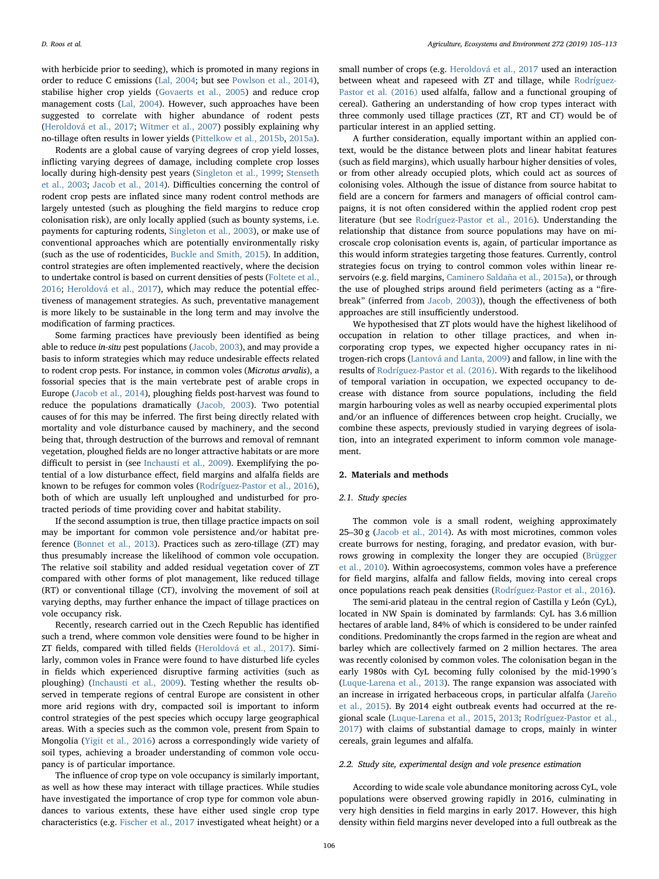with herbicide prior to seeding), which is promoted in many regions in order to reduce C emissions (Lal, 2004; but see Powlson et al., 2014), stabilise higher crop yields (Govaerts et al., 2005) and reduce crop management costs (Lal, 2004). However, such approaches have been suggested to correlate with higher abundance of rodent pests (Heroldová et al., 2017; Witmer et al., 2007) possibly explaining why no-tillage often results in lower yields (Pittelkow et al., 2015b, 2015a).

Rodents are a global cause of varying degrees of crop yield losses, inflicting varying degrees of damage, including complete crop losses locally during high-density pest years (Singleton et al., 1999; Stenseth et al., 2003; Jacob et al., 2014). Difficulties concerning the control of rodent crop pests are inflated since many rodent control methods are largely untested (such as ploughing the field margins to reduce crop colonisation risk), are only locally applied (such as bounty systems, i.e. payments for capturing rodents, Singleton et al., 2003), or make use of conventional approaches which are potentially environmentally risky (such as the use of rodenticides, Buckle and Smith, 2015). In addition, control strategies are often implemented reactively, where the decision to undertake control is based on current densities of pests (Foltete et al., 2016; Heroldová et al., 2017), which may reduce the potential effectiveness of management strategies. As such, preventative management is more likely to be sustainable in the long term and may involve the modification of farming practices.

Some farming practices have previously been identified as being able to reduce *in-situ* pest populations (Jacob, 2003), and may provide a basis to inform strategies which may reduce undesirable effects related to rodent crop pests. For instance, in common voles (*Microtus arvalis*), a fossorial species that is the main vertebrate pest of arable crops in Europe (Jacob et al., 2014), ploughing fields post-harvest was found to reduce the populations dramatically (Jacob, 2003). Two potential causes of for this may be inferred. The first being directly related with mortality and vole disturbance caused by machinery, and the second being that, through destruction of the burrows and removal of remnant vegetation, ploughed fields are no longer attractive habitats or are more difficult to persist in (see Inchausti et al., 2009). Exemplifying the potential of a low disturbance effect, field margins and alfalfa fields are known to be refuges for common voles (Rodríguez-Pastor et al., 2016), both of which are usually left unploughed and undisturbed for protracted periods of time providing cover and habitat stability.

If the second assumption is true, then tillage practice impacts on soil may be important for common vole persistence and/or habitat preference (Bonnet et al., 2013). Practices such as zero-tillage (ZT) may thus presumably increase the likelihood of common vole occupation. The relative soil stability and added residual vegetation cover of ZT compared with other forms of plot management, like reduced tillage (RT) or conventional tillage (CT), involving the movement of soil at varying depths, may further enhance the impact of tillage practices on vole occupancy risk.

Recently, research carried out in the Czech Republic has identified such a trend, where common vole densities were found to be higher in ZT fields, compared with tilled fields (Heroldová et al., 2017). Similarly, common voles in France were found to have disturbed life cycles in fields which experienced disruptive farming activities (such as ploughing) (Inchausti et al., 2009). Testing whether the results observed in temperate regions of central Europe are consistent in other more arid regions with dry, compacted soil is important to inform control strategies of the pest species which occupy large geographical areas. With a species such as the common vole, present from Spain to Mongolia (Yigit et al., 2016) across a correspondingly wide variety of soil types, achieving a broader understanding of common vole occupancy is of particular importance.

The influence of crop type on vole occupancy is similarly important, as well as how these may interact with tillage practices. While studies have investigated the importance of crop type for common vole abundances to various extents, these have either used single crop type characteristics (e.g. Fischer et al., 2017 investigated wheat height) or a small number of crops (e.g. Heroldová et al., 2017 used an interaction between wheat and rapeseed with ZT and tillage, while Rodríguez-Pastor et al. (2016) used alfalfa, fallow and a functional grouping of cereal). Gathering an understanding of how crop types interact with three commonly used tillage practices (ZT, RT and CT) would be of particular interest in an applied setting.

A further consideration, equally important within an applied context, would be the distance between plots and linear habitat features (such as field margins), which usually harbour higher densities of voles, or from other already occupied plots, which could act as sources of colonising voles. Although the issue of distance from source habitat to field are a concern for farmers and managers of official control campaigns, it is not often considered within the applied rodent crop pest literature (but see Rodríguez-Pastor et al., 2016). Understanding the relationship that distance from source populations may have on microscale crop colonisation events is, again, of particular importance as this would inform strategies targeting those features. Currently, control strategies focus on trying to control common voles within linear reservoirs (e.g. field margins, Caminero Saldaña et al., 2015a), or through the use of ploughed strips around field perimeters (acting as a "firebreak" (inferred from Jacob, 2003)), though the effectiveness of both approaches are still insufficiently understood.

We hypothesised that ZT plots would have the highest likelihood of occupation in relation to other tillage practices, and when incorporating crop types, we expected higher occupancy rates in nitrogen-rich crops (Lantová and Lanta, 2009) and fallow, in line with the results of Rodríguez-Pastor et al. (2016). With regards to the likelihood of temporal variation in occupation, we expected occupancy to decrease with distance from source populations, including the field margin harbouring voles as well as nearby occupied experimental plots and/or an influence of differences between crop height. Crucially, we combine these aspects, previously studied in varying degrees of isolation, into an integrated experiment to inform common vole management.

## 2. Materials and methods

### 2.1. Study species

The common vole is a small rodent, weighing approximately 25–30 g (Jacob et al., 2014). As with most microtines, common voles create burrows for nesting, foraging, and predator evasion, with burrows growing in complexity the longer they are occupied (Brügger et al., 2010). Within agroecosystems, common voles have a preference for field margins, alfalfa and fallow fields, moving into cereal crops once populations reach peak densities (Rodríguez-Pastor et al., 2016).

The semi-arid plateau in the central region of Castilla y León (CyL), located in NW Spain is dominated by farmlands: CyL has 3.6 million hectares of arable land, 84% of which is considered to be under rainfed conditions. Predominantly the crops farmed in the region are wheat and barley which are collectively farmed on 2 million hectares. The area was recently colonised by common voles. The colonisation began in the early 1980s with CyL becoming fully colonised by the mid-1990´s (Luque-Larena et al., 2013). The range expansion was associated with an increase in irrigated herbaceous crops, in particular alfalfa (Jareño et al., 2015). By 2014 eight outbreak events had occurred at the regional scale (Luque-Larena et al., 2015, 2013; Rodríguez-Pastor et al., 2017) with claims of substantial damage to crops, mainly in winter cereals, grain legumes and alfalfa.

### 2.2. Study site, experimental design and vole presence estimation

According to wide scale vole abundance monitoring across CyL, vole populations were observed growing rapidly in 2016, culminating in very high densities in field margins in early 2017. However, this high density within field margins never developed into a full outbreak as the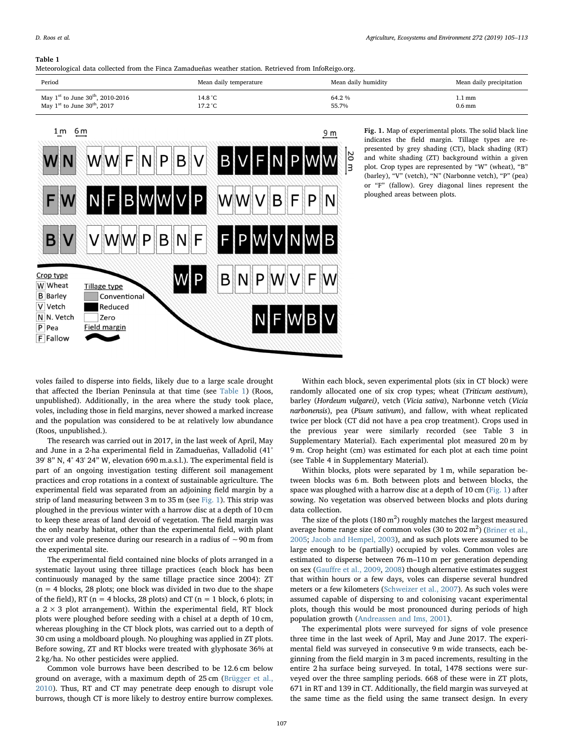**Table 1**
Meteorological data collected from the Finca Zamadueñas weather station. Retrieved from InfoReigo.org.

| Period | Mean daily temperature | Mean daily humidity | Mean daily precipitation |
|---|---|---|---|
| May 1st to June 30th, 2010-2016 | 14.8 °C | 64.2 % | 1.1 mm |
| May 1st to June 30th, 2017 | 17.2 °C | 55.7% | 0.6 mm |

**Fig. 1.** Map of experimental plots. The solid black line indicates the field margin. Tillage types are represented by grey shading (CT), black shading (RT) and white shading (ZT) background within a given plot. Crop types are represented by "W" (wheat), "B" (barley), "V" (vetch), "N" (Narbonne vetch), "P" (pea) or "F" (fallow). Grey diagonal lines represent the ploughed areas between plots.

voles failed to disperse into fields, likely due to a large scale drought that affected the Iberian Peninsula at that time (see Table 1) (Roos, unpublished). Additionally, in the area where the study took place, voles, including those in field margins, never showed a marked increase and the population was considered to be at relatively low abundance (Roos, unpublished.).

The research was carried out in 2017, in the last week of April, May and June in a 2-ha experimental field in Zamadueñas, Valladolid (41° 39' 8" N, 4° 43' 24" W, elevation 690 m.a.s.l.). The experimental field is part of an ongoing investigation testing different soil management practices and crop rotations in a context of sustainable agriculture. The experimental field was separated from an adjoining field margin by a strip of land measuring between 3 m to 35 m (see Fig. 1). This strip was ploughed in the previous winter with a harrow disc at a depth of 10 cm to keep these areas of land devoid of vegetation. The field margin was the only nearby habitat, other than the experimental field, with plant cover and vole presence during our research in a radius of ~90 m from the experimental site.

The experimental field contained nine blocks of plots arranged in a systematic layout using three tillage practices (each block has been continuously managed by the same tillage practice since 2004): ZT (n = 4 blocks, 28 plots; one block was divided in two due to the shape of the field), RT (n = 4 blocks, 28 plots) and CT (n = 1 block, 6 plots; in a 2 × 3 plot arrangement). Within the experimental field, RT block plots were ploughed before seeding with a chisel at a depth of 10 cm, whereas ploughing in the CT block plots, was carried out to a depth of 30 cm using a moldboard plough. No ploughing was applied in ZT plots. Before sowing, ZT and RT blocks were treated with glyphosate 36% at 2 kg/ha. No other pesticides were applied.

Common vole burrows have been described to be 12.6 cm below ground on average, with a maximum depth of 25 cm (Brügger et al., 2010). Thus, RT and CT may penetrate deep enough to disrupt vole burrows, though CT is more likely to destroy entire burrow complexes.

Within each block, seven experimental plots (six in CT block) were randomly allocated one of six crop types; wheat (*Triticum aestivum*), barley (*Hordeum vulgarei*), vetch (*Vicia sativa*), Narbonne vetch (*Vicia narbonensis*), pea (*Pisum sativum*), and fallow, with wheat replicated twice per block (CT did not have a pea crop treatment). Crops used in the previous year were similarly recorded (see Table 3 in Supplementary Material). Each experimental plot measured 20 m by 9 m. Crop height (cm) was estimated for each plot at each time point (see Table 4 in Supplementary Material).

Within blocks, plots were separated by 1 m, while separation between blocks was 6 m. Both between plots and between blocks, the space was ploughed with a harrow disc at a depth of 10 cm (Fig. 1) after sowing. No vegetation was observed between blocks and plots during data collection.

The size of the plots (180 m$^2$) roughly matches the largest measured average home range size of common voles (30 to 202 m$^2$) (Briner et al., 2005; Jacob and Hempel, 2003), and as such plots were assumed to be large enough to be (partially) occupied by voles. Common voles are estimated to disperse between 76 m–110 m per generation depending on sex (Gauffre et al., 2009, 2008) though alternative estimates suggest that within hours or a few days, voles can disperse several hundred meters or a few kilometers (Schweizer et al., 2007). As such voles were assumed capable of dispersing to and colonising vacant experimental plots, though this would be most pronounced during periods of high population growth (Andreassen and Ims, 2001).

The experimental plots were surveyed for signs of vole presence three time in the last week of April, May and June 2017. The experimental field was surveyed in consecutive 9 m wide transects, each beginning from the field margin in 3 m paced increments, resulting in the entire 2 ha surface being surveyed. In total, 1478 sections were surveyed over the three sampling periods. 668 of these were in ZT plots, 671 in RT and 139 in CT. Additionally, the field margin was surveyed at the same time as the field using the same transect design. In every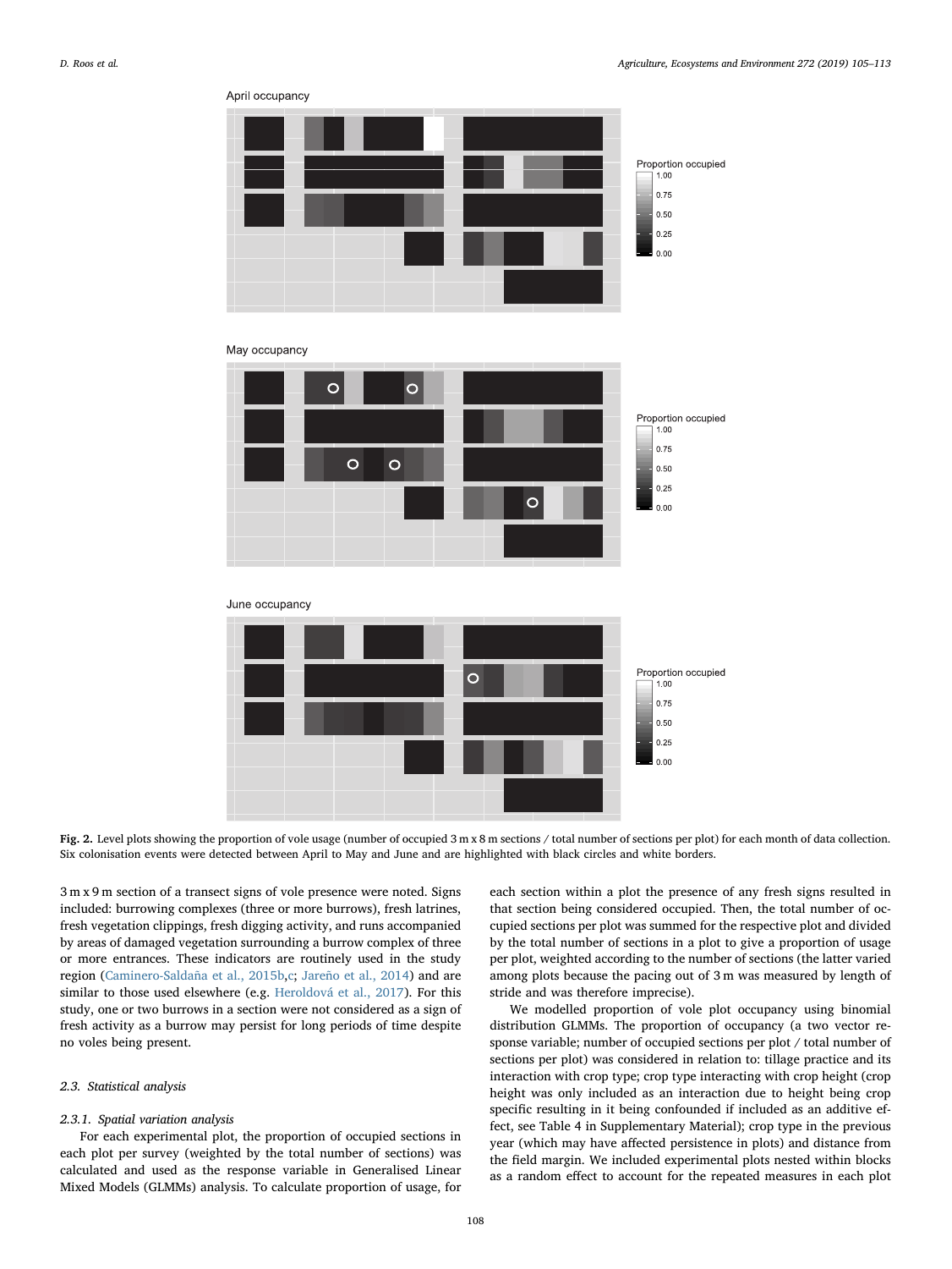**Fig. 2.** Level plots showing the proportion of vole usage (number of occupied 3 m x 8 m sections / total number of sections per plot) for each month of data collection. Six colonisation events were detected between April to May and June and are highlighted with black circles and white borders.

3 m x 9 m section of a transect signs of vole presence were noted. Signs included: burrowing complexes (three or more burrows), fresh latrines, fresh vegetation clippings, fresh digging activity, and runs accompanied by areas of damaged vegetation surrounding a burrow complex of three or more entrances. These indicators are routinely used in the study region (Caminero-Saldaña et al., 2015b,c; Jareño et al., 2014) and are similar to those used elsewhere (e.g. Heroldová et al., 2017). For this study, one or two burrows in a section were not considered as a sign of fresh activity as a burrow may persist for long periods of time despite no voles being present.

### 2.3. Statistical analysis

#### 2.3.1. Spatial variation analysis

For each experimental plot, the proportion of occupied sections in each plot per survey (weighted by the total number of sections) was calculated and used as the response variable in Generalised Linear Mixed Models (GLMMs) analysis. To calculate proportion of usage, for each section within a plot the presence of any fresh signs resulted in that section being considered occupied. Then, the total number of occupied sections per plot was summed for the respective plot and divided by the total number of sections in a plot to give a proportion of usage per plot, weighted according to the number of sections (the latter varied among plots because the pacing out of 3 m was measured by length of stride and was therefore imprecise).

We modelled proportion of vole plot occupancy using binomial distribution GLMMs. The proportion of occupancy (a two vector response variable; number of occupied sections per plot / total number of sections per plot) was considered in relation to: tillage practice and its interaction with crop type; crop type interacting with crop height (crop height was only included as an interaction due to height being crop specific resulting in it being confounded if included as an additive effect, see Table 4 in Supplementary Material); crop type in the previous year (which may have affected persistence in plots) and distance from the field margin. We included experimental plots nested within blocks as a random effect to account for the repeated measures in each plot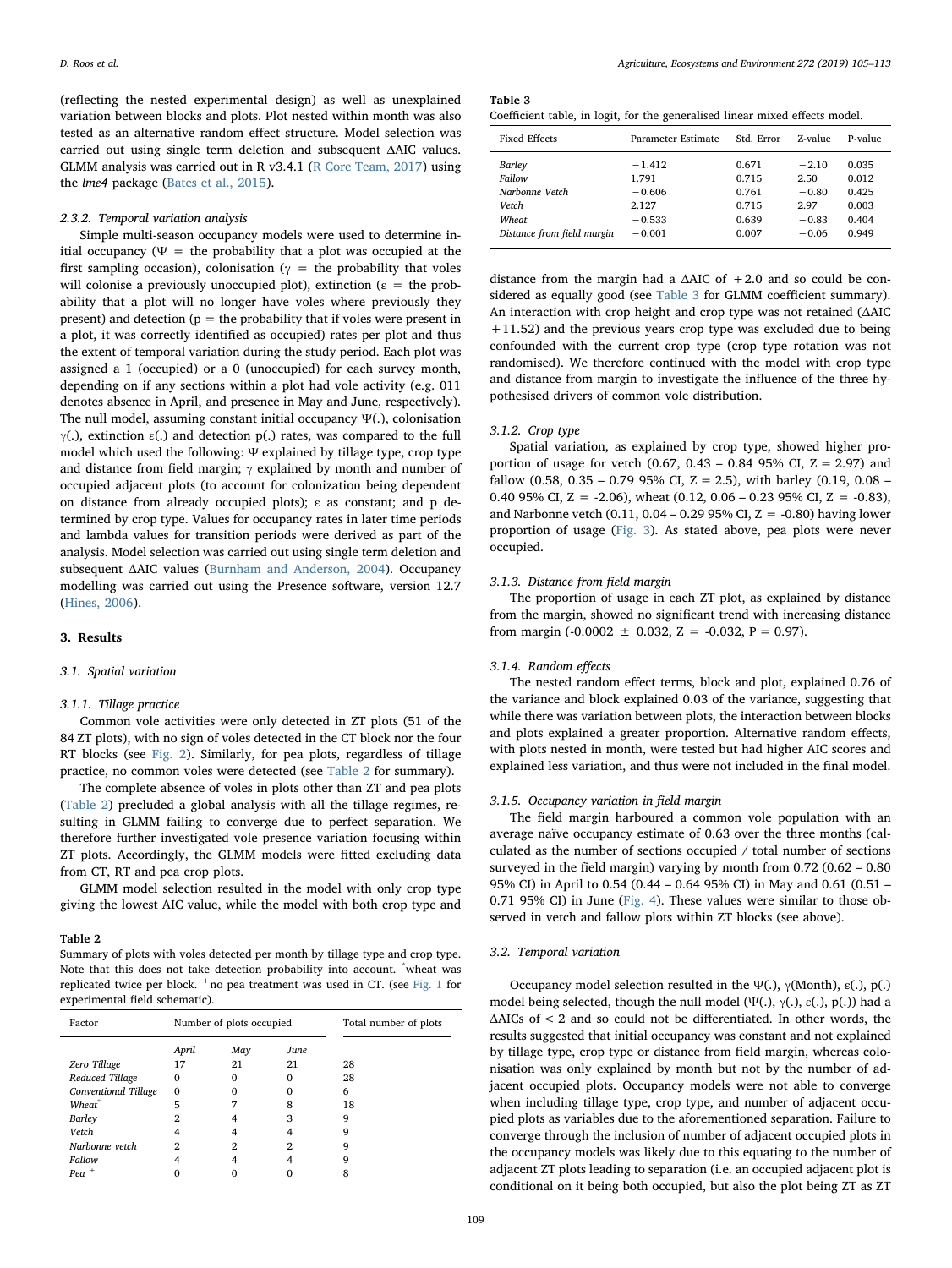(reflecting the nested experimental design) as well as unexplained variation between blocks and plots. Plot nested within month was also tested as an alternative random effect structure. Model selection was carried out using single term deletion and subsequent ΔAIC values. GLMM analysis was carried out in R v3.4.1 (R Core Team, 2017) using the *lme4* package (Bates et al., 2015).

#### 2.3.2. Temporal variation analysis

Simple multi-season occupancy models were used to determine initial occupancy (Ψ = the probability that a plot was occupied at the first sampling occasion), colonisation (γ = the probability that voles will colonise a previously unoccupied plot), extinction (ε = the probability that a plot will no longer have voles where previously they present) and detection (p = the probability that if voles were present in a plot, it was correctly identified as occupied) rates per plot and thus the extent of temporal variation during the study period. Each plot was assigned a 1 (occupied) or a 0 (unoccupied) for each survey month, depending on if any sections within a plot had vole activity (e.g. 011 denotes absence in April, and presence in May and June, respectively). The null model, assuming constant initial occupancy Ψ(.), colonisation γ(.), extinction ε(.) and detection p(.) rates, was compared to the full model which used the following: Ψ explained by tillage type, crop type and distance from field margin; γ explained by month and number of occupied adjacent plots (to account for colonization being dependent on distance from already occupied plots); ε as constant; and p determined by crop type. Values for occupancy rates in later time periods and lambda values for transition periods were derived as part of the analysis. Model selection was carried out using single term deletion and subsequent ΔAIC values (Burnham and Anderson, 2004). Occupancy modelling was carried out using the Presence software, version 12.7 (Hines, 2006).

## 3. Results

### 3.1. Spatial variation

#### 3.1.1. Tillage practice

Common vole activities were only detected in ZT plots (51 of the 84 ZT plots), with no sign of voles detected in the CT block nor the four RT blocks (see Fig. 2). Similarly, for pea plots, regardless of tillage practice, no common voles were detected (see Table 2 for summary).

The complete absence of voles in plots other than ZT and pea plots (Table 2) precluded a global analysis with all the tillage regimes, resulting in GLMM failing to converge due to perfect separation. We therefore further investigated vole presence variation focusing within ZT plots. Accordingly, the GLMM models were fitted excluding data from CT, RT and pea crop plots.

GLMM model selection resulted in the model with only crop type giving the lowest AIC value, while the model with both crop type and distance from the margin had a ΔAIC of +2.0 and so could be considered as equally good (see Table 3 for GLMM coefficient summary). An interaction with crop height and crop type was not retained (ΔAIC +11.52) and the previous years crop type was excluded due to being confounded with the current crop type (crop type rotation was not randomised). We therefore continued with the model with crop type and distance from margin to investigate the influence of the three hypothesised drivers of common vole distribution.

**Table 2**
Summary of plots with voles detected per month by tillage type and crop type. Note that this does not take detection probability into account. [*]wheat was replicated twice per block. [+]no pea treatment was used in CT. (see Fig. 1 for experimental field schematic).

| Factor | Number of plots occupied | | | Total number of plots |
|---|---|---|---|---|
| | *April* | *May* | *June* | |
| *Zero Tillage* | 17 | 21 | 21 | 28 |
| *Reduced Tillage* | 0 | 0 | 0 | 28 |
| *Conventional Tillage* | 0 | 0 | 0 | 6 |
| *Wheat*[*] | 5 | 7 | 8 | 18 |
| *Barley* | 2 | 4 | 3 | 9 |
| *Vetch* | 4 | 4 | 4 | 9 |
| *Narbonne vetch* | 2 | 2 | 2 | 9 |
| *Fallow* | 4 | 4 | 4 | 9 |
| *Pea* [+] | 0 | 0 | 0 | 8 |

**Table 3**
Coefficient table, in logit, for the generalised linear mixed effects model.

| Fixed Effects | Parameter Estimate | Std. Error | Z-value | P-value |
|---|---|---|---|---|
| *Barley* | −1.412 | 0.671 | −2.10 | 0.035 |
| *Fallow* | 1.791 | 0.715 | 2.50 | 0.012 |
| *Narbonne Vetch* | −0.606 | 0.761 | −0.80 | 0.425 |
| *Vetch* | 2.127 | 0.715 | 2.97 | 0.003 |
| *Wheat* | −0.533 | 0.639 | −0.83 | 0.404 |
| *Distance from field margin* | −0.001 | 0.007 | −0.06 | 0.949 |

#### 3.1.2. Crop type

Spatial variation, as explained by crop type, showed higher proportion of usage for vetch (0.67, 0.43 – 0.84 95% CI, Z = 2.97) and fallow (0.58, 0.35 – 0.79 95% CI, Z = 2.5), with barley (0.19, 0.08 – 0.40 95% CI, Z = -2.06), wheat (0.12, 0.06 – 0.23 95% CI, Z = -0.83), and Narbonne vetch (0.11, 0.04 – 0.29 95% CI, Z = -0.80) having lower proportion of usage (Fig. 3). As stated above, pea plots were never occupied.

#### 3.1.3. Distance from field margin

The proportion of usage in each ZT plot, as explained by distance from the margin, showed no significant trend with increasing distance from margin (-0.0002 ± 0.032, Z = -0.032, P = 0.97).

#### 3.1.4. Random effects

The nested random effect terms, block and plot, explained 0.76 of the variance and block explained 0.03 of the variance, suggesting that while there was variation between plots, the interaction between blocks and plots explained a greater proportion. Alternative random effects, with plots nested in month, were tested but had higher AIC scores and explained less variation, and thus were not included in the final model.

#### 3.1.5. Occupancy variation in field margin

The field margin harboured a common vole population with an average naïve occupancy estimate of 0.63 over the three months (calculated as the number of sections occupied / total number of sections surveyed in the field margin) varying by month from 0.72 (0.62 – 0.80 95% CI) in April to 0.54 (0.44 – 0.64 95% CI) in May and 0.61 (0.51 – 0.71 95% CI) in June (Fig. 4). These values were similar to those observed in vetch and fallow plots within ZT blocks (see above).

### 3.2. Temporal variation

Occupancy model selection resulted in the Ψ(.), γ(Month), ε(.), p(.) model being selected, though the null model (Ψ(.), γ(.), ε(.), p(.)) had a ΔAICs of < 2 and so could not be differentiated. In other words, the results suggested that initial occupancy was constant and not explained by tillage type, crop type or distance from field margin, whereas colonisation was only explained by month but not by the number of adjacent occupied plots. Occupancy models were not able to converge when including tillage type, crop type, and number of adjacent occupied plots as variables due to the aforementioned separation. Failure to converge through the inclusion of number of adjacent occupied plots in the occupancy models was likely due to this equating to the number of adjacent ZT plots leading to separation (i.e. an occupied adjacent plot is conditional on it being both occupied, but also the plot being ZT as ZT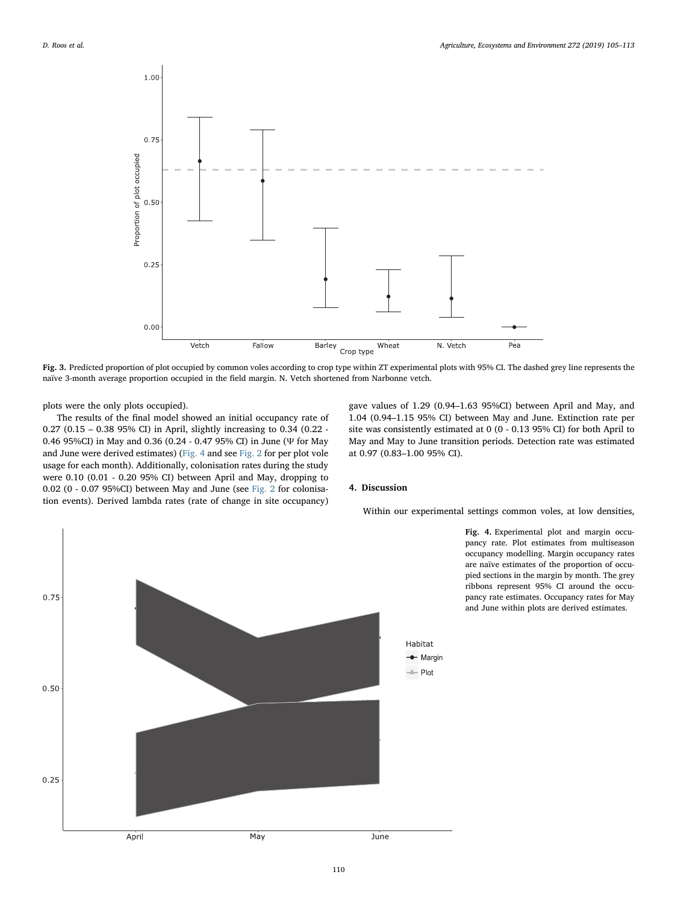**Fig. 3.** Predicted proportion of plot occupied by common voles according to crop type within ZT experimental plots with 95% CI. The dashed grey line represents the naïve 3-month average proportion occupied in the field margin. N. Vetch shortened from Narbonne vetch.

plots were the only plots occupied).

The results of the final model showed an initial occupancy rate of 0.27 (0.15 – 0.38 95% CI) in April, slightly increasing to 0.34 (0.22 - 0.46 95%CI) in May and 0.36 (0.24 - 0.47 95% CI) in June (Ψ for May and June were derived estimates) (Fig. 4 and see Fig. 2 for per plot vole usage for each month). Additionally, colonisation rates during the study were 0.10 (0.01 - 0.20 95% CI) between April and May, dropping to 0.02 (0 - 0.07 95%CI) between May and June (see Fig. 2 for colonisation events). Derived lambda rates (rate of change in site occupancy) gave values of 1.29 (0.94–1.63 95%CI) between April and May, and 1.04 (0.94–1.15 95% CI) between May and June. Extinction rate per site was consistently estimated at 0 (0 - 0.13 95% CI) for both April to May and May to June transition periods. Detection rate was estimated at 0.97 (0.83–1.00 95% CI).

## 4. Discussion

Within our experimental settings common voles, at low densities,

**Fig. 4.** Experimental plot and margin occupancy rate. Plot estimates from multiseason occupancy modelling. Margin occupancy rates are naïve estimates of the proportion of occupied sections in the margin by month. The grey ribbons represent 95% CI around the occupancy rate estimates. Occupancy rates for May and June within plots are derived estimates.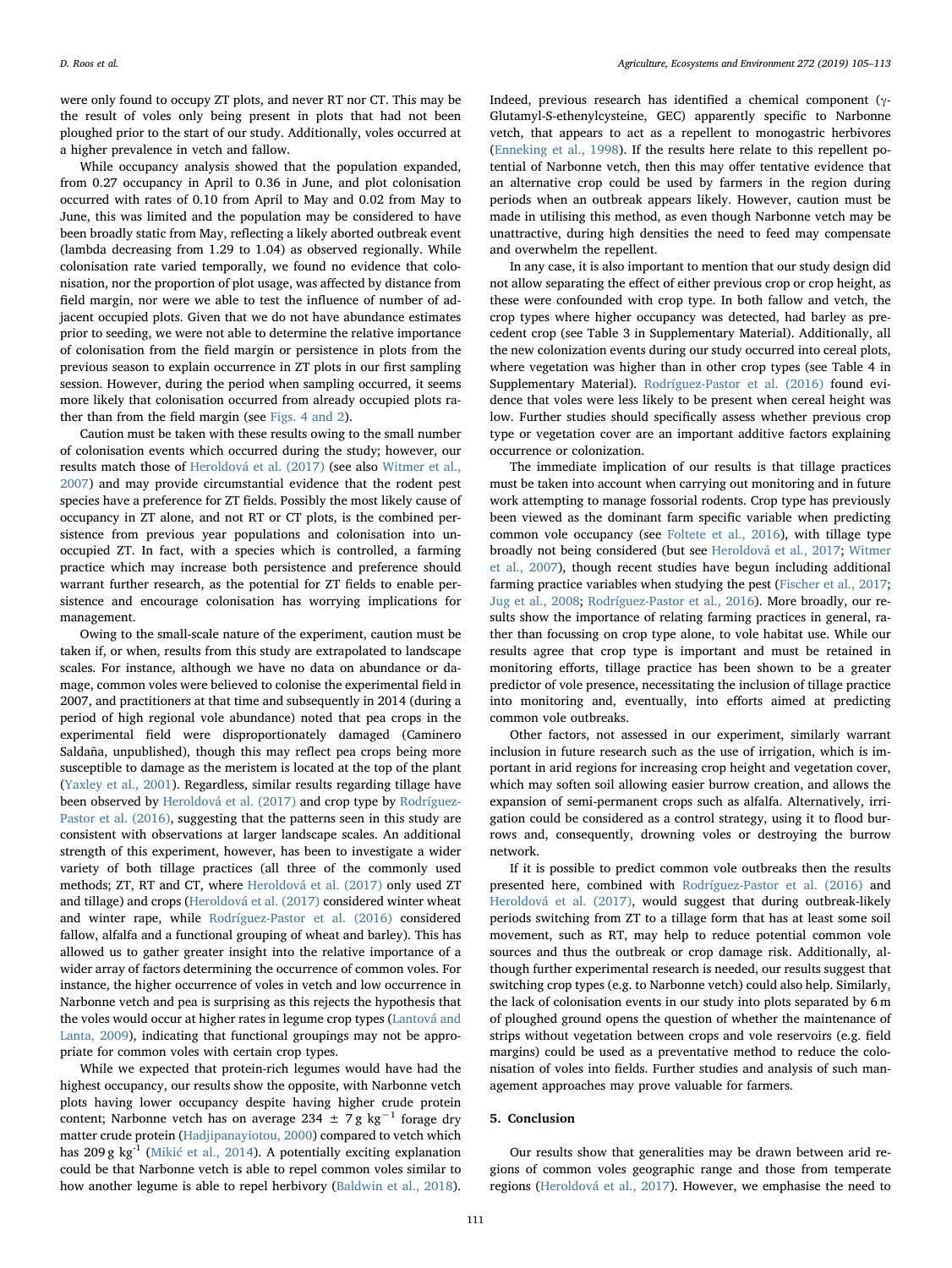were only found to occupy ZT plots, and never RT nor CT. This may be the result of voles only being present in plots that had not been ploughed prior to the start of our study. Additionally, voles occurred at a higher prevalence in vetch and fallow.

While occupancy analysis showed that the population expanded, from 0.27 occupancy in April to 0.36 in June, and plot colonisation occurred with rates of 0.10 from April to May and 0.02 from May to June, this was limited and the population may be considered to have been broadly static from May, reflecting a likely aborted outbreak event (lambda decreasing from 1.29 to 1.04) as observed regionally. While colonisation rate varied temporally, we found no evidence that colonisation, nor the proportion of plot usage, was affected by distance from field margin, nor were we able to test the influence of number of adjacent occupied plots. Given that we do not have abundance estimates prior to seeding, we were not able to determine the relative importance of colonisation from the field margin or persistence in plots from the previous season to explain occurrence in ZT plots in our first sampling session. However, during the period when sampling occurred, it seems more likely that colonisation occurred from already occupied plots rather than from the field margin (see Figs. 4 and 2).

Caution must be taken with these results owing to the small number of colonisation events which occurred during the study; however, our results match those of Heroldová et al. (2017) (see also Witmer et al., 2007) and may provide circumstantial evidence that the rodent pest species have a preference for ZT fields. Possibly the most likely cause of occupancy in ZT alone, and not RT or CT plots, is the combined persistence from previous year populations and colonisation into unoccupied ZT. In fact, with a species which is controlled, a farming practice which may increase both persistence and preference should warrant further research, as the potential for ZT fields to enable persistence and encourage colonisation has worrying implications for management.

Owing to the small-scale nature of the experiment, caution must be taken if, or when, results from this study are extrapolated to landscape scales. For instance, although we have no data on abundance or damage, common voles were believed to colonise the experimental field in 2007, and practitioners at that time and subsequently in 2014 (during a period of high regional vole abundance) noted that pea crops in the experimental field were disproportionately damaged (Caminero Saldaña, unpublished), though this may reflect pea crops being more susceptible to damage as the meristem is located at the top of the plant (Yaxley et al., 2001). Regardless, similar results regarding tillage have been observed by Heroldová et al. (2017) and crop type by Rodríguez-Pastor et al. (2016), suggesting that the patterns seen in this study are consistent with observations at larger landscape scales. An additional strength of this experiment, however, has been to investigate a wider variety of both tillage practices (all three of the commonly used methods; ZT, RT and CT, where Heroldová et al. (2017) only used ZT and tillage) and crops (Heroldová et al. (2017) considered winter wheat and winter rape, while Rodríguez-Pastor et al. (2016) considered fallow, alfalfa and a functional grouping of wheat and barley). This has allowed us to gather greater insight into the relative importance of a wider array of factors determining the occurrence of common voles. For instance, the higher occurrence of voles in vetch and low occurrence in Narbonne vetch and pea is surprising as this rejects the hypothesis that the voles would occur at higher rates in legume crop types (Lantová and Lanta, 2009), indicating that functional groupings may not be appropriate for common voles with certain crop types.

While we expected that protein-rich legumes would have had the highest occupancy, our results show the opposite, with Narbonne vetch plots having lower occupancy despite having higher crude protein content; Narbonne vetch has on average 234 ± 7 g $kg^{-1}$ forage dry matter crude protein (Hadjipanayiotou, 2000) compared to vetch which has 209 g $kg^{-1}$ (Mikić et al., 2014). A potentially exciting explanation could be that Narbonne vetch is able to repel common voles similar to how another legume is able to repel herbivory (Baldwin et al., 2018). Indeed, previous research has identified a chemical component (γ-Glutamyl-S-ethenylcysteine, GEC) apparently specific to Narbonne vetch, that appears to act as a repellent to monogastric herbivores (Enneking et al., 1998). If the results here relate to this repellent potential of Narbonne vetch, then this may offer tentative evidence that an alternative crop could be used by farmers in the region during periods when an outbreak appears likely. However, caution must be made in utilising this method, as even though Narbonne vetch may be unattractive, during high densities the need to feed may compensate and overwhelm the repellent.

In any case, it is also important to mention that our study design did not allow separating the effect of either previous crop or crop height, as these were confounded with crop type. In both fallow and vetch, the crop types where higher occupancy was detected, had barley as precedent crop (see Table 3 in Supplementary Material). Additionally, all the new colonization events during our study occurred into cereal plots, where vegetation was higher than in other crop types (see Table 4 in Supplementary Material). Rodríguez-Pastor et al. (2016) found evidence that voles were less likely to be present when cereal height was low. Further studies should specifically assess whether previous crop type or vegetation cover are an important additive factors explaining occurrence or colonization.

The immediate implication of our results is that tillage practices must be taken into account when carrying out monitoring and in future work attempting to manage fossorial rodents. Crop type has previously been viewed as the dominant farm specific variable when predicting common vole occupancy (see Foltete et al., 2016), with tillage type broadly not being considered (but see Heroldová et al., 2017; Witmer et al., 2007), though recent studies have begun including additional farming practice variables when studying the pest (Fischer et al., 2017; Jug et al., 2008; Rodríguez-Pastor et al., 2016). More broadly, our results show the importance of relating farming practices in general, rather than focussing on crop type alone, to vole habitat use. While our results agree that crop type is important and must be retained in monitoring efforts, tillage practice has been shown to be a greater predictor of vole presence, necessitating the inclusion of tillage practice into monitoring and, eventually, into efforts aimed at predicting common vole outbreaks.

Other factors, not assessed in our experiment, similarly warrant inclusion in future research such as the use of irrigation, which is important in arid regions for increasing crop height and vegetation cover, which may soften soil allowing easier burrow creation, and allows the expansion of semi-permanent crops such as alfalfa. Alternatively, irrigation could be considered as a control strategy, using it to flood burrows and, consequently, drowning voles or destroying the burrow network.

If it is possible to predict common vole outbreaks then the results presented here, combined with Rodríguez-Pastor et al. (2016) and Heroldová et al. (2017), would suggest that during outbreak-likely periods switching from ZT to a tillage form that has at least some soil movement, such as RT, may help to reduce potential common vole sources and thus the outbreak or crop damage risk. Additionally, although further experimental research is needed, our results suggest that switching crop types (e.g. to Narbonne vetch) could also help. Similarly, the lack of colonisation events in our study into plots separated by 6 m of ploughed ground opens the question of whether the maintenance of strips without vegetation between crops and vole reservoirs (e.g. field margins) could be used as a preventative method to reduce the colonisation of voles into fields. Further studies and analysis of such management approaches may prove valuable for farmers.

## 5. Conclusion

Our results show that generalities may be drawn between arid regions of common voles geographic range and those from temperate regions (Heroldová et al., 2017). However, we emphasise the need to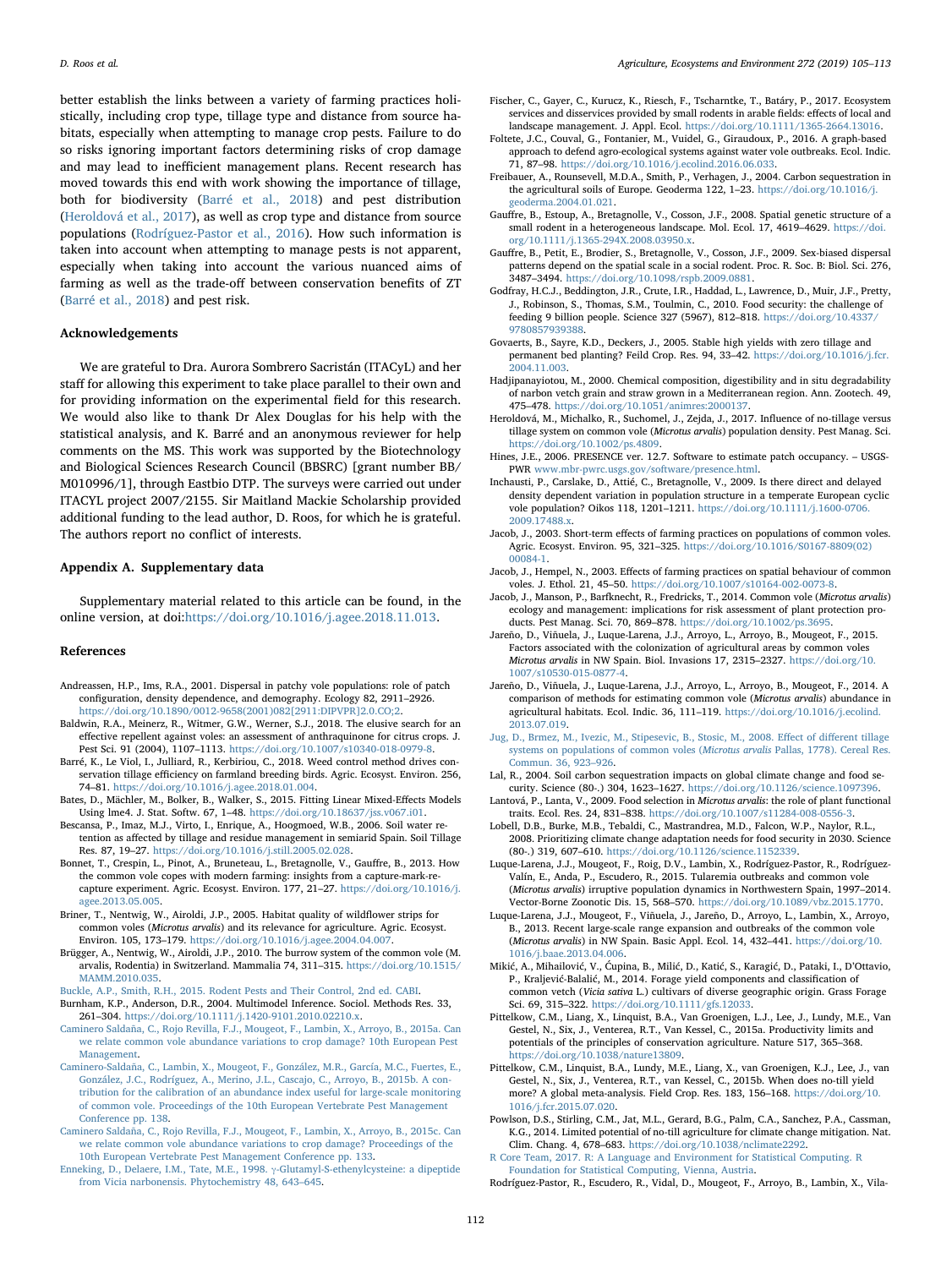better establish the links between a variety of farming practices holistically, including crop type, tillage type and distance from source habitats, especially when attempting to manage crop pests. Failure to do so risks ignoring important factors determining risks of crop damage and may lead to inefficient management plans. Recent research has moved towards this end with work showing the importance of tillage, both for biodiversity (Barré et al., 2018) and pest distribution (Heroldová et al., 2017), as well as crop type and distance from source populations (Rodríguez-Pastor et al., 2016). How such information is taken into account when attempting to manage pests is not apparent, especially when taking into account the various nuanced aims of farming as well as the trade-off between conservation benefits of ZT (Barré et al., 2018) and pest risk.

## Acknowledgements

We are grateful to Dra. Aurora Sombrero Sacristán (ITACyL) and her staff for allowing this experiment to take place parallel to their own and for providing information on the experimental field for this research. We would also like to thank Dr Alex Douglas for his help with the statistical analysis, and K. Barré and an anonymous reviewer for help comments on the MS. This work was supported by the Biotechnology and Biological Sciences Research Council (BBSRC) [grant number BB/M010996/1], through Eastbio DTP. The surveys were carried out under ITACYL project 2007/2155. Sir Maitland Mackie Scholarship provided additional funding to the lead author, D. Roos, for which he is grateful. The authors report no conflict of interests.

## Appendix A. Supplementary data

Supplementary material related to this article can be found, in the online version, at doi:https://doi.org/10.1016/j.agee.2018.11.013.

## References

Andreassen, H.P., Ims, R.A., 2001. Dispersal in patchy vole populations: role of patch configuration, density dependence, and demography. Ecology 82, 2911–2926. https://doi.org/10.1890/0012-9658(2001)082[2911:DIPVPR]2.0.CO;2.

Baldwin, R.A., Meinerz, R., Witmer, G.W., Werner, S.J., 2018. The elusive search for an effective repellent against voles: an assessment of anthraquinone for citrus crops. J. Pest Sci. 91 (2004), 1107–1113. https://doi.org/10.1007/s10340-018-0979-8.

Barré, K., Le Viol, I., Julliard, R., Kerbiriou, C., 2018. Weed control method drives conservation tillage efficiency on farmland breeding birds. Agric. Ecosyst. Environ. 256, 74–81. https://doi.org/10.1016/j.agee.2018.01.004.

Bates, D., Mächler, M., Bolker, B., Walker, S., 2015. Fitting Linear Mixed-Effects Models Using lme4. J. Stat. Softw. 67, 1–48. https://doi.org/10.18637/jss.v067.i01.

Bescansa, P., Imaz, M.J., Virto, I., Enrique, A., Hoogmoed, W.B., 2006. Soil water retention as affected by tillage and residue management in semiarid Spain. Soil Tillage Res. 87, 19–27. https://doi.org/10.1016/j.still.2005.02.028.

Bonnet, T., Crespin, L., Pinot, A., Bruneteau, L., Bretagnolle, V., Gauffre, B., 2013. How the common vole copes with modern farming: insights from a capture-mark-recapture experiment. Agric. Ecosyst. Environ. 177, 21–27. https://doi.org/10.1016/j.agee.2013.05.005.

Briner, T., Nentwig, W., Airoldi, J.P., 2005. Habitat quality of wildflower strips for common voles (*Microtus arvalis*) and its relevance for agriculture. Agric. Ecosyst. Environ. 105, 173–179. https://doi.org/10.1016/j.agee.2004.04.007.

Brügger, A., Nentwig, W., Airoldi, J.P., 2010. The burrow system of the common vole (M. arvalis, Rodentia) in Switzerland. Mammalia 74, 311–315. https://doi.org/10.1515/MAMM.2010.035.

Buckle, A.P., Smith, R.H., 2015. Rodent Pests and Their Control, 2nd ed. CABI.

Burnham, K.P., Anderson, D.R., 2004. Multimodel Inference. Sociol. Methods Res. 33, 261–304. https://doi.org/10.1111/j.1420-9101.2010.02210.x.

Caminero Saldaña, C., Rojo Revilla, F.J., Mougeot, F., Lambin, X., Arroyo, B., 2015a. Can we relate common vole abundance variations to crop damage? 10th European Pest Management.

Caminero-Saldaña, C., Lambin, X., Mougeot, F., González, M.R., García, M.C., Fuertes, E., González, J.C., Rodríguez, A., Merino, J.L., Cascajo, C., Arroyo, B., 2015b. A contribution for the calibration of an abundance index useful for large-scale monitoring of common vole. Proceedings of the 10th European Vertebrate Pest Management Conference pp. 138.

Caminero Saldaña, C., Rojo Revilla, F.J., Mougeot, F., Lambin, X., Arroyo, B., 2015c. Can we relate common vole abundance variations to crop damage? Proceedings of the 10th European Vertebrate Pest Management Conference pp. 133.

Enneking, D., Delaere, I.M., Tate, M.E., 1998. γ-Glutamyl-S-ethenylcysteine: a dipeptide from Vicia narbonensis. Phytochemistry 48, 643–645.

Fischer, C., Gayer, C., Kurucz, K., Riesch, F., Tscharntke, T., Batáry, P., 2017. Ecosystem services and disservices provided by small rodents in arable fields: effects of local and landscape management. J. Appl. Ecol. https://doi.org/10.1111/1365-2664.13016.

Foltete, J.C., Couval, G., Fontanier, M., Vuidel, G., Giraudoux, P., 2016. A graph-based approach to defend agro-ecological systems against water vole outbreaks. Ecol. Indic. 71, 87–98. https://doi.org/10.1016/j.ecolind.2016.06.033.

Freibauer, A., Rounsevell, M.D.A., Smith, P., Verhagen, J., 2004. Carbon sequestration in the agricultural soils of Europe. Geoderma 122, 1–23. https://doi.org/10.1016/j.geoderma.2004.01.021.

Gauffre, B., Estoup, A., Bretagnolle, V., Cosson, J.F., 2008. Spatial genetic structure of a small rodent in a heterogeneous landscape. Mol. Ecol. 17, 4619–4629. https://doi.org/10.1111/j.1365-294X.2008.03950.x.

Gauffre, B., Petit, E., Brodier, S., Bretagnolle, V., Cosson, J.F., 2009. Sex-biased dispersal patterns depend on the spatial scale in a social rodent. Proc. R. Soc. B: Biol. Sci. 276, 3487–3494. https://doi.org/10.1098/rspb.2009.0881.

Godfray, H.C.J., Beddington, J.R., Crute, I.R., Haddad, L., Lawrence, D., Muir, J.F., Pretty, J., Robinson, S., Thomas, S.M., Toulmin, C., 2010. Food security: the challenge of feeding 9 billion people. Science 327 (5967), 812–818. https://doi.org/10.4337/9780857939388.

Govaerts, B., Sayre, K.D., Deckers, J., 2005. Stable high yields with zero tillage and permanent bed planting? Feild Crop. Res. 94, 33–42. https://doi.org/10.1016/j.fcr.2004.11.003.

Hadjipanayiotou, M., 2000. Chemical composition, digestibility and in situ degradability of narbon vetch grain and straw grown in a Mediterranean region. Ann. Zootech. 49, 475–478. https://doi.org/10.1051/animres:2000137.

Heroldová, M., Michalko, R., Suchomel, J., Zejda, J., 2017. Influence of no-tillage versus tillage system on common vole (*Microtus arvalis*) population density. Pest Manag. Sci. https://doi.org/10.1002/ps.4809.

Hines, J.E., 2006. PRESENCE ver. 12.7. Software to estimate patch occupancy. – USGS-PWR www.mbr-pwrc.usgs.gov/software/presence.html.

Inchausti, P., Carslake, D., Attié, C., Bretagnolle, V., 2009. Is there direct and delayed density dependent variation in population structure in a temperate European cyclic vole population? Oikos 118, 1201–1211. https://doi.org/10.1111/j.1600-0706.2009.17488.x.

Jacob, J., 2003. Short-term effects of farming practices on populations of common voles. Agric. Ecosyst. Environ. 95, 321–325. https://doi.org/10.1016/S0167-8809(02)00084-1.

Jacob, J., Hempel, N., 2003. Effects of farming practices on spatial behaviour of common voles. J. Ethol. 21, 45–50. https://doi.org/10.1007/s10164-002-0073-8.

Jacob, J., Manson, P., Barfknecht, R., Fredricks, T., 2014. Common vole (*Microtus arvalis*) ecology and management: implications for risk assessment of plant protection products. Pest Manag. Sci. 70, 869–878. https://doi.org/10.1002/ps.3695.

Jareño, D., Viñuela, J., Luque-Larena, J.J., Arroyo, L., Arroyo, B., Mougeot, F., 2015. Factors associated with the colonization of agricultural areas by common voles *Microtus arvalis* in NW Spain. Biol. Invasions 17, 2315–2327. https://doi.org/10.1007/s10530-015-0877-4.

Jareño, D., Viñuela, J., Luque-Larena, J.J., Arroyo, L., Arroyo, B., Mougeot, F., 2014. A comparison of methods for estimating common vole (*Microtus arvalis*) abundance in agricultural habitats. Ecol. Indic. 36, 111–119. https://doi.org/10.1016/j.ecolind.2013.07.019.

Jug, D., Brmez, M., Ivezic, M., Stipesevic, B., Stosic, M., 2008. Effect of different tillage systems on populations of common voles (*Microtus arvalis* Pallas, 1778). Cereal Res. Commun. 36, 923–926.

Lal, R., 2004. Soil carbon sequestration impacts on global climate change and food security. Science (80-.) 304, 1623–1627. https://doi.org/10.1126/science.1097396.

Lantová, P., Lanta, V., 2009. Food selection in *Microtus arvalis*: the role of plant functional traits. Ecol. Res. 24, 831–838. https://doi.org/10.1007/s11284-008-0556-3.

Lobell, D.B., Burke, M.B., Tebaldi, C., Mastrandrea, M.D., Falcon, W.P., Naylor, R.L., 2008. Prioritizing climate change adaptation needs for food security in 2030. Science (80-.) 319, 607–610. https://doi.org/10.1126/science.1152339.

Luque-Larena, J.J., Mougeot, F., Roig, D.V., Lambin, X., Rodríguez-Pastor, R., Rodríguez-Valín, E., Anda, P., Escudero, R., 2015. Tularemia outbreaks and common vole (*Microtus arvalis*) irruptive population dynamics in Northwestern Spain, 1997–2014. Vector-Borne Zoonotic Dis. 15, 568–570. https://doi.org/10.1089/vbz.2015.1770.

Luque-Larena, J.J., Mougeot, F., Viñuela, J., Jareño, D., Arroyo, L., Lambin, X., Arroyo, B., 2013. Recent large-scale range expansion and outbreaks of the common vole (*Microtus arvalis*) in NW Spain. Basic Appl. Ecol. 14, 432–441. https://doi.org/10.1016/j.baae.2013.04.006.

Mikić, A., Mihailović, V., Ćupina, B., Milić, D., Katić, S., Karagić, D., Pataki, I., D'Ottavio, P., Kraljević-Balalić, M., 2014. Forage yield components and classification of common vetch (*Vicia sativa* L.) cultivars of diverse geographic origin. Grass Forage Sci. 69, 315–322. https://doi.org/10.1111/gfs.12033.

Pittelkow, C.M., Liang, X., Linquist, B.A., Van Groenigen, L.J., Lee, J., Lundy, M.E., Van Gestel, N., Six, J., Venterea, R.T., Van Kessel, C., 2015a. Productivity limits and potentials of the principles of conservation agriculture. Nature 517, 365–368. https://doi.org/10.1038/nature13809.

Pittelkow, C.M., Linquist, B.A., Lundy, M.E., Liang, X., van Groenigen, K.J., Lee, J., van Gestel, N., Six, J., Venterea, R.T., van Kessel, C., 2015b. When does no-till yield more? A global meta-analysis. Field Crop. Res. 183, 156–168. https://doi.org/10.1016/j.fcr.2015.07.020.

Powlson, D.S., Stirling, C.M., Jat, M.L., Gerard, B.G., Palm, C.A., Sanchez, P.A., Cassman, K.G., 2014. Limited potential of no-till agriculture for climate change mitigation. Nat. Clim. Chang. 4, 678–683. https://doi.org/10.1038/nclimate2292.

R Core Team, 2017. R: A Language and Environment for Statistical Computing. R Foundation for Statistical Computing, Vienna, Austria.

Rodríguez-Pastor, R., Escudero, R., Vidal, D., Mougeot, F., Arroyo, B., Lambin, X., Vila-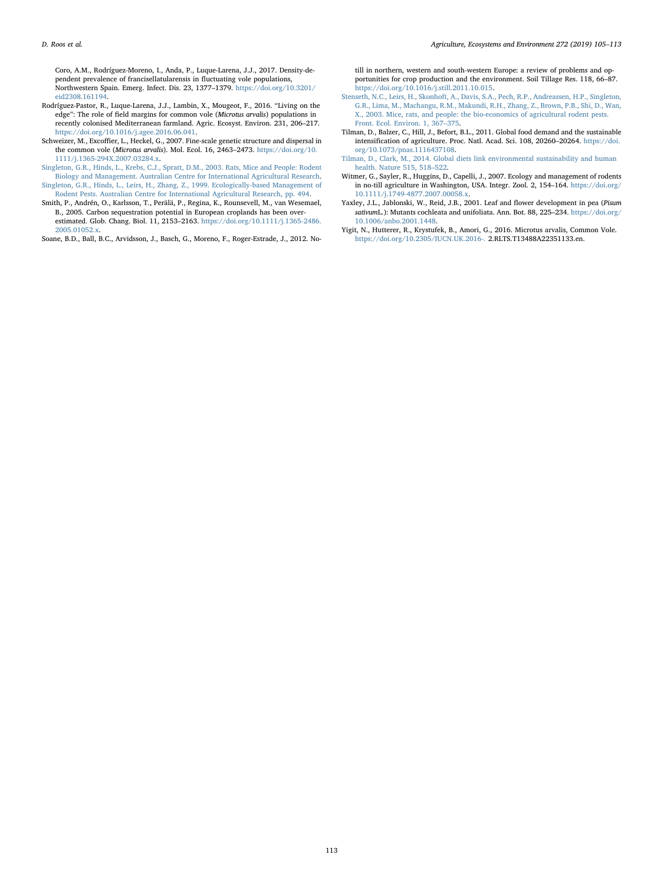Coro, A.M., Rodríguez-Moreno, I., Anda, P., Luque-Larena, J.J., 2017. Density-dependent prevalence of francisellatularensis in fluctuating vole populations, Northwestern Spain. Emerg. Infect. Dis. 23, 1377–1379. https://doi.org/10.3201/eid2308.161194.

Rodríguez-Pastor, R., Luque-Larena, J.J., Lambin, X., Mougeot, F., 2016. "Living on the edge": The role of field margins for common vole (*Microtus arvalis*) populations in recently colonised Mediterranean farmland. Agric. Ecosyst. Environ. 231, 206–217. https://doi.org/10.1016/j.agee.2016.06.041.

Schweizer, M., Excoffier, L., Heckel, G., 2007. Fine-scale genetic structure and dispersal in the common vole (*Microtus arvalis*). Mol. Ecol. 16, 2463–2473. https://doi.org/10.1111/j.1365-294X.2007.03284.x.

Singleton, G.R., Hinds, L., Krebs, C.J., Spratt, D.M., 2003. Rats, Mice and People: Rodent Biology and Management. Australian Centre for International Agricultural Research.

Singleton, G.R., Hinds, L., Leirs, H., Zhang, Z., 1999. Ecologically-based Management of Rodent Pests. Australian Centre for International Agricultural Research, pp. 494.

Smith, P., Andrén, O., Karlsson, T., Perälä, P., Regina, K., Rounsevell, M., van Wesemael, B., 2005. Carbon sequestration potential in European croplands has been overestimated. Glob. Chang. Biol. 11, 2153–2163. https://doi.org/10.1111/j.1365-2486.2005.01052.x.

Soane, B.D., Ball, B.C., Arvidsson, J., Basch, G., Moreno, F., Roger-Estrade, J., 2012. No-till in northern, western and south-western Europe: a review of problems and opportunities for crop production and the environment. Soil Tillage Res. 118, 66–87. https://doi.org/10.1016/j.still.2011.10.015.

Stenseth, N.C., Leirs, H., Skonhoft, A., Davis, S.A., Pech, R.P., Andreassen, H.P., Singleton, G.R., Lima, M., Machangu, R.M., Makundi, R.H., Zhang, Z., Brown, P.B., Shi, D., Wan, X., 2003. Mice, rats, and people: the bio-economics of agricultural rodent pests. Front. Ecol. Environ. 1, 367–375.

Tilman, D., Balzer, C., Hill, J., Befort, B.L., 2011. Global food demand and the sustainable intensification of agriculture. Proc. Natl. Acad. Sci. 108, 20260–20264. https://doi.org/10.1073/pnas.1116437108.

Tilman, D., Clark, M., 2014. Global diets link environmental sustainability and human health. Nature 515, 518–522.

Witmer, G., Sayler, R., Huggins, D., Capelli, J., 2007. Ecology and management of rodents in no-till agriculture in Washington, USA. Integr. Zool. 2, 154–164. https://doi.org/10.1111/j.1749-4877.2007.00058.x.

Yaxley, J.L., Jablonski, W., Reid, J.B., 2001. Leaf and flower development in pea (*Pisum sativum*L.): Mutants cochleata and unifoliata. Ann. Bot. 88, 225–234. https://doi.org/10.1006/anbo.2001.1448.

Yigit, N., Hutterer, R., Krystufek, B., Amori, G., 2016. Microtus arvalis, Common Vole. https://doi.org/10.2305/IUCN.UK.2016-. 2.RLTS.T13488A22351133.en.